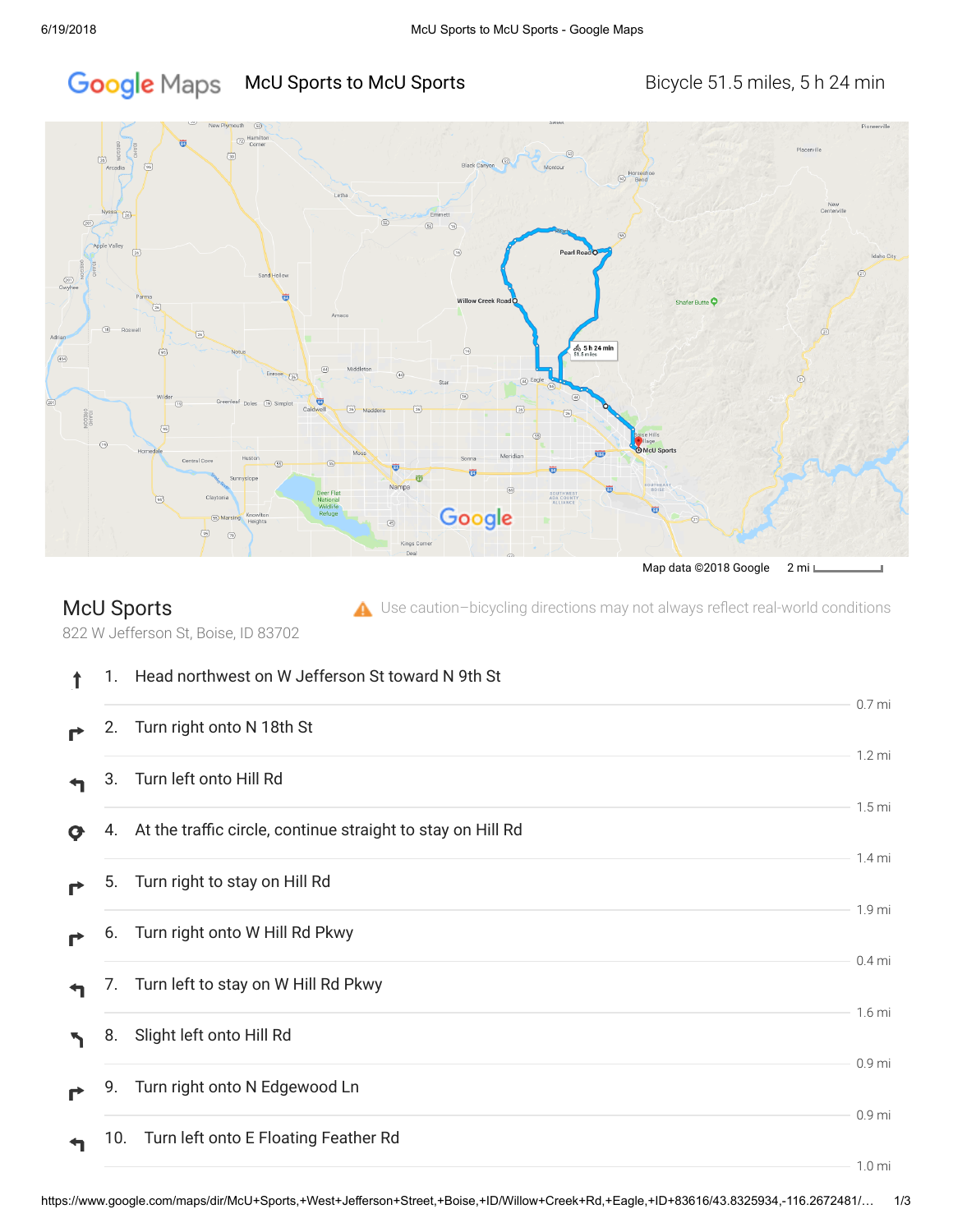# McU Sports to McU Sports

Bicycle 51.5 miles, 5 h 24 min

Map data ©2018 Google 2 mi

## McU Sports

822 W Jefferson St, Boise, ID 83702

⚠ Use caution–bicycling directions may not always reflect real-world conditions

1. Head northwest on W Jefferson St toward N 9th St

   0.7 mi

2. Turn right onto N 18th St

   1.2 mi

3. Turn left onto Hill Rd

   1.5 mi

4. At the traffic circle, continue straight to stay on Hill Rd

   1.4 mi

5. Turn right to stay on Hill Rd

   1.9 mi

6. Turn right onto W Hill Rd Pkwy

   0.4 mi

7. Turn left to stay on W Hill Rd Pkwy

   1.6 mi

8. Slight left onto Hill Rd

   0.9 mi

9. Turn right onto N Edgewood Ln

   0.9 mi

10. Turn left onto E Floating Feather Rd

    1.0 mi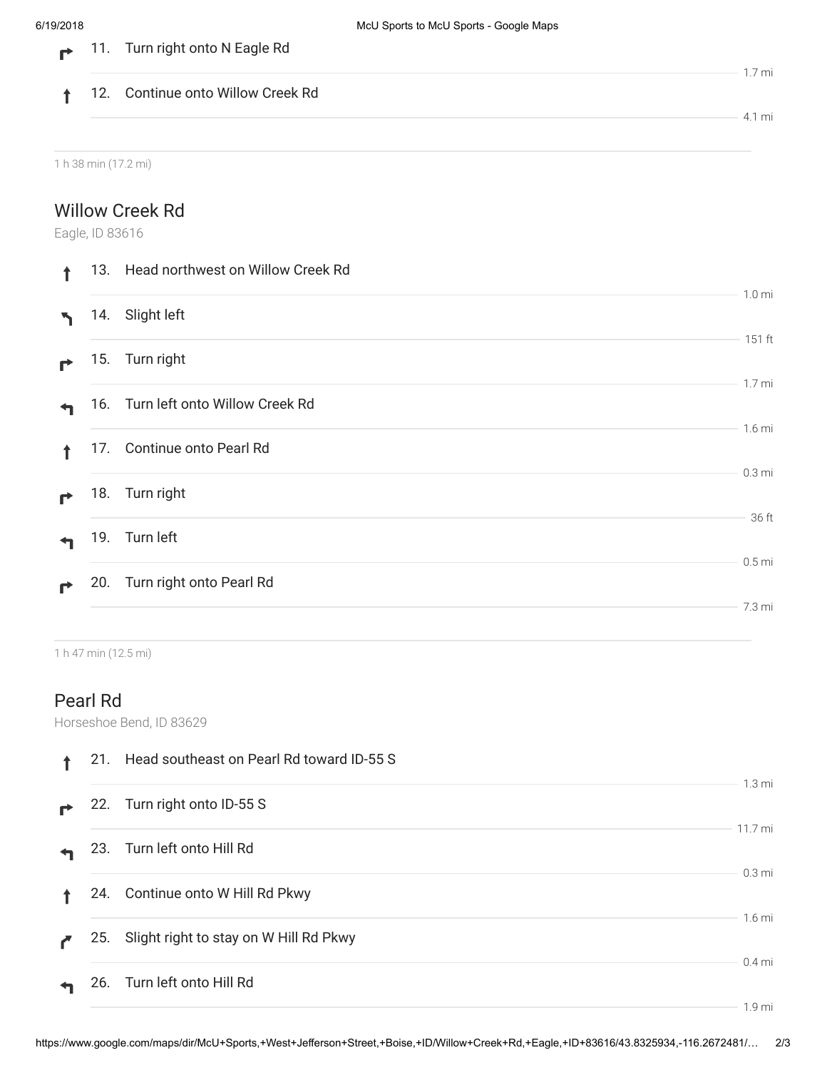11. Turn right onto N Eagle Rd

1.7 mi

12. Continue onto Willow Creek Rd

4.1 mi

1 h 38 min (17.2 mi)

## Willow Creek Rd

Eagle, ID 83616

13. Head northwest on Willow Creek Rd

1.0 mi

14. Slight left

151 ft

15. Turn right

1.7 mi

16. Turn left onto Willow Creek Rd

1.6 mi

17. Continue onto Pearl Rd

0.3 mi

18. Turn right

36 ft

19. Turn left

0.5 mi

20. Turn right onto Pearl Rd

7.3 mi

1 h 47 min (12.5 mi)

## Pearl Rd

Horseshoe Bend, ID 83629

21. Head southeast on Pearl Rd toward ID-55 S

1.3 mi

22. Turn right onto ID-55 S

11.7 mi

23. Turn left onto Hill Rd

0.3 mi

24. Continue onto W Hill Rd Pkwy

1.6 mi

25. Slight right to stay on W Hill Rd Pkwy

0.4 mi

26. Turn left onto Hill Rd

1.9 mi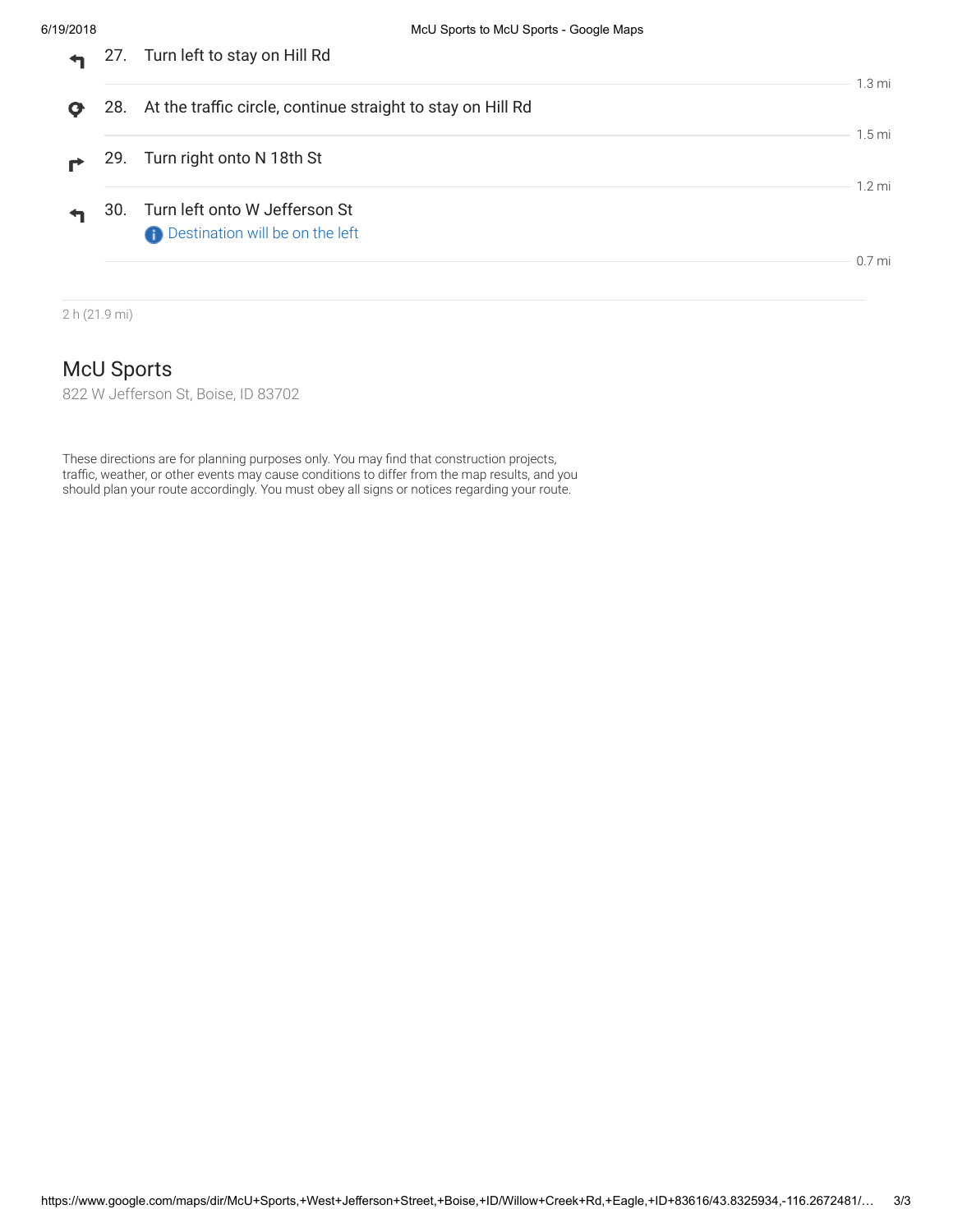27. Turn left to stay on Hill Rd

1.3 mi

28. At the traffic circle, continue straight to stay on Hill Rd

1.5 mi

29. Turn right onto N 18th St

1.2 mi

30. Turn left onto W Jefferson St
    Destination will be on the left

0.7 mi

2 h (21.9 mi)

## McU Sports

822 W Jefferson St, Boise, ID 83702

These directions are for planning purposes only. You may find that construction projects, traffic, weather, or other events may cause conditions to differ from the map results, and you should plan your route accordingly. You must obey all signs or notices regarding your route.